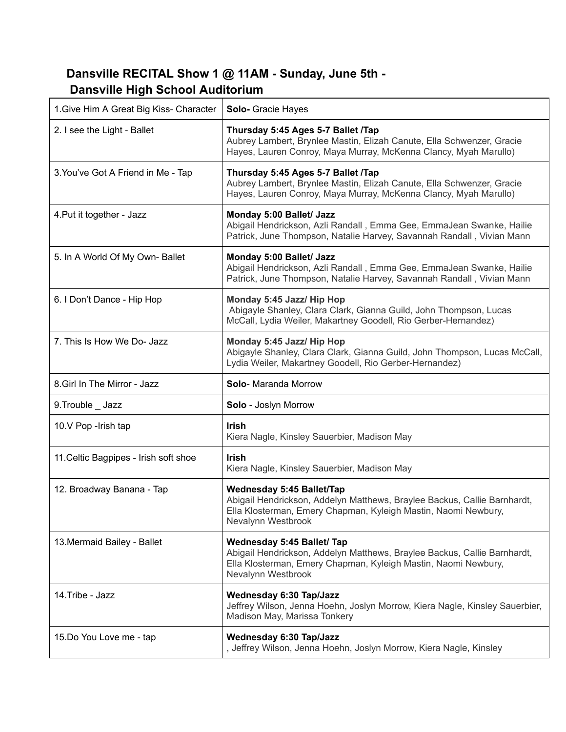## Dansville RECITAL Show 1 @ 11AM - Sunday, June 5th - Dansville High School Auditorium

| | |
|---|---|
| 1.Give Him A Great Big Kiss- Character | **Solo-** Gracie Hayes |
| 2. I see the Light - Ballet | **Thursday 5:45 Ages 5-7 Ballet /Tap** Aubrey Lambert, Brynlee Mastin, Elizah Canute, Ella Schwenzer, Gracie Hayes, Lauren Conroy, Maya Murray, McKenna Clancy, Myah Marullo) |
| 3.You've Got A Friend in Me - Tap | **Thursday 5:45 Ages 5-7 Ballet /Tap** Aubrey Lambert, Brynlee Mastin, Elizah Canute, Ella Schwenzer, Gracie Hayes, Lauren Conroy, Maya Murray, McKenna Clancy, Myah Marullo) |
| 4.Put it together - Jazz | **Monday 5:00 Ballet/ Jazz** Abigail Hendrickson, Azli Randall , Emma Gee, EmmaJean Swanke, Hailie Patrick, June Thompson, Natalie Harvey, Savannah Randall , Vivian Mann |
| 5. In A World Of My Own- Ballet | **Monday 5:00 Ballet/ Jazz** Abigail Hendrickson, Azli Randall , Emma Gee, EmmaJean Swanke, Hailie Patrick, June Thompson, Natalie Harvey, Savannah Randall , Vivian Mann |
| 6. I Don't Dance - Hip Hop | **Monday 5:45 Jazz/ Hip Hop** Abigayle Shanley, Clara Clark, Gianna Guild, John Thompson, Lucas McCall, Lydia Weiler, Makartney Goodell, Rio Gerber-Hernandez) |
| 7. This Is How We Do- Jazz | **Monday 5:45 Jazz/ Hip Hop** Abigayle Shanley, Clara Clark, Gianna Guild, John Thompson, Lucas McCall, Lydia Weiler, Makartney Goodell, Rio Gerber-Hernandez) |
| 8.Girl In The Mirror - Jazz | **Solo**- Maranda Morrow |
| 9.Trouble _ Jazz | **Solo** - Joslyn Morrow |
| 10.V Pop -Irish tap | **Irish** Kiera Nagle, Kinsley Sauerbier, Madison May |
| 11.Celtic Bagpipes - Irish soft shoe | **Irish** Kiera Nagle, Kinsley Sauerbier, Madison May |
| 12. Broadway Banana - Tap | **Wednesday 5:45 Ballet/Tap** Abigail Hendrickson, Addelyn Matthews, Braylee Backus, Callie Barnhardt, Ella Klosterman, Emery Chapman, Kyleigh Mastin, Naomi Newbury, Nevalynn Westbrook |
| 13.Mermaid Bailey - Ballet | **Wednesday 5:45 Ballet/ Tap** Abigail Hendrickson, Addelyn Matthews, Braylee Backus, Callie Barnhardt, Ella Klosterman, Emery Chapman, Kyleigh Mastin, Naomi Newbury, Nevalynn Westbrook |
| 14.Tribe - Jazz | **Wednesday 6:30 Tap/Jazz** Jeffrey Wilson, Jenna Hoehn, Joslyn Morrow, Kiera Nagle, Kinsley Sauerbier, Madison May, Marissa Tonkery |
| 15.Do You Love me - tap | **Wednesday 6:30 Tap/Jazz** , Jeffrey Wilson, Jenna Hoehn, Joslyn Morrow, Kiera Nagle, Kinsley |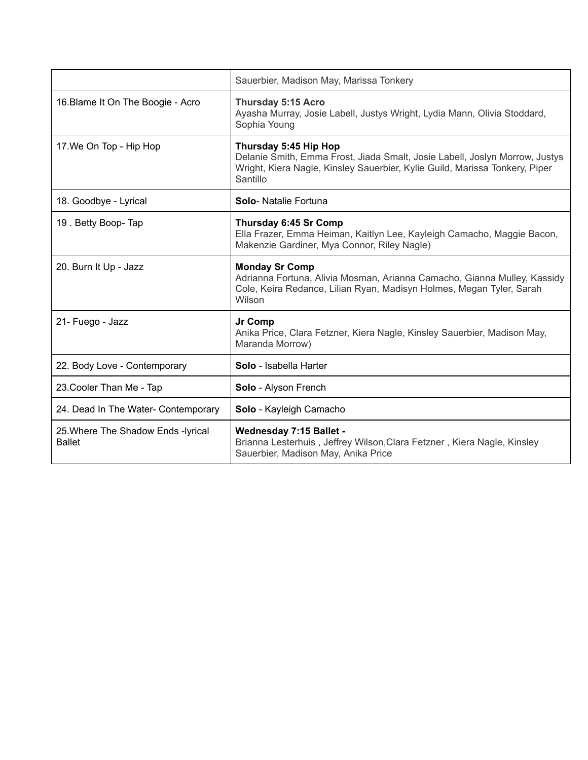| | |
|---|---|
| | Sauerbier, Madison May, Marissa Tonkery |
| 16.Blame It On The Boogie - Acro | **Thursday 5:15 Acro** Ayasha Murray, Josie Labell, Justys Wright, Lydia Mann, Olivia Stoddard, Sophia Young |
| 17.We On Top - Hip Hop | **Thursday 5:45 Hip Hop** Delanie Smith, Emma Frost, Jiada Smalt, Josie Labell, Joslyn Morrow, Justys Wright, Kiera Nagle, Kinsley Sauerbier, Kylie Guild, Marissa Tonkery, Piper Santillo |
| 18. Goodbye - Lyrical | **Solo**- Natalie Fortuna |
| 19 . Betty Boop- Tap | **Thursday 6:45 Sr Comp** Ella Frazer, Emma Heiman, Kaitlyn Lee, Kayleigh Camacho, Maggie Bacon, Makenzie Gardiner, Mya Connor, Riley Nagle) |
| 20. Burn It Up - Jazz | **Monday Sr Comp** Adrianna Fortuna, Alivia Mosman, Arianna Camacho, Gianna Mulley, Kassidy Cole, Keira Redance, Lilian Ryan, Madisyn Holmes, Megan Tyler, Sarah Wilson |
| 21- Fuego - Jazz | **Jr Comp** Anika Price, Clara Fetzner, Kiera Nagle, Kinsley Sauerbier, Madison May, Maranda Morrow) |
| 22. Body Love - Contemporary | **Solo** - Isabella Harter |
| 23.Cooler Than Me - Tap | **Solo** - Alyson French |
| 24. Dead In The Water- Contemporary | **Solo** - Kayleigh Camacho |
| 25.Where The Shadow Ends -lyrical Ballet | **Wednesday 7:15 Ballet -** Brianna Lesterhuis , Jeffrey Wilson,Clara Fetzner , Kiera Nagle, Kinsley Sauerbier, Madison May, Anika Price |